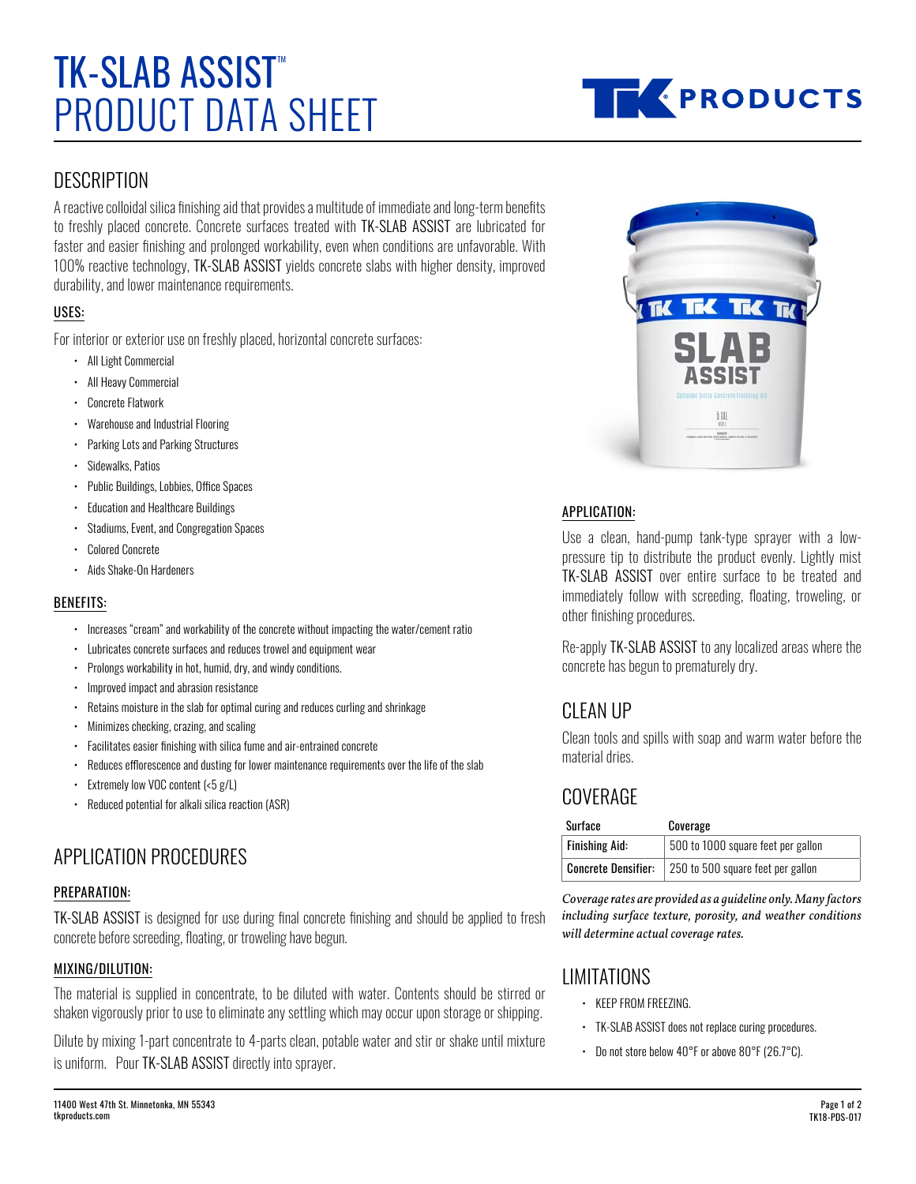# TK-SLAB ASSIST™ PRODUCT DATA SHEET

## DESCRIPTION

A reactive colloidal silica finishing aid that provides a multitude of immediate and long-term benefits to freshly placed concrete. Concrete surfaces treated with TK-SLAB ASSIST are lubricated for faster and easier finishing and prolonged workability, even when conditions are unfavorable. With 100% reactive technology, TK-SLAB ASSIST yields concrete slabs with higher density, improved durability, and lower maintenance requirements.

### USES:

For interior or exterior use on freshly placed, horizontal concrete surfaces:

- All Light Commercial
- All Heavy Commercial
- Concrete Flatwork
- Warehouse and Industrial Flooring
- Parking Lots and Parking Structures
- Sidewalks, Patios
- Public Buildings, Lobbies, Office Spaces
- Education and Healthcare Buildings
- Stadiums, Event, and Congregation Spaces
- Colored Concrete
- Aids Shake-On Hardeners

### BENEFITS:

- Increases "cream" and workability of the concrete without impacting the water/cement ratio
- Lubricates concrete surfaces and reduces trowel and equipment wear
- Prolongs workability in hot, humid, dry, and windy conditions.
- Improved impact and abrasion resistance
- Retains moisture in the slab for optimal curing and reduces curling and shrinkage
- Minimizes checking, crazing, and scaling
- Facilitates easier finishing with silica fume and air-entrained concrete
- Reduces efflorescence and dusting for lower maintenance requirements over the life of the slab
- Extremely low VOC content (<5 g/L)
- Reduced potential for alkali silica reaction (ASR)

## APPLICATION PROCEDURES

### PREPARATION:

TK-SLAB ASSIST is designed for use during final concrete finishing and should be applied to fresh concrete before screeding, floating, or troweling have begun.

### MIXING/DILUTION:

The material is supplied in concentrate, to be diluted with water. Contents should be stirred or shaken vigorously prior to use to eliminate any settling which may occur upon storage or shipping.

Dilute by mixing 1-part concentrate to 4-parts clean, potable water and stir or shake until mixture is uniform. Pour TK-SLAB ASSIST directly into sprayer.

### APPLICATION:

Use a clean, hand-pump tank-type sprayer with a low-pressure tip to distribute the product evenly. Lightly mist TK-SLAB ASSIST over entire surface to be treated and immediately follow with screeding, floating, troweling, or other finishing procedures.

Re-apply TK-SLAB ASSIST to any localized areas where the concrete has begun to prematurely dry.

## CLEAN UP

Clean tools and spills with soap and warm water before the material dries.

## COVERAGE

| Surface | Coverage |
|---|---|
| **Finishing Aid:** | 500 to 1000 square feet per gallon |
| **Concrete Densifier:** | 250 to 500 square feet per gallon |

*Coverage rates are provided as a guideline only. Many factors including surface texture, porosity, and weather conditions will determine actual coverage rates.*

## LIMITATIONS

- KEEP FROM FREEZING.
- TK-SLAB ASSIST does not replace curing procedures.
- Do not store below 40°F or above 80°F (26.7°C).

11400 West 47th St. Minnetonka, MN 55343
tkproducts.com

TK18-PDS-017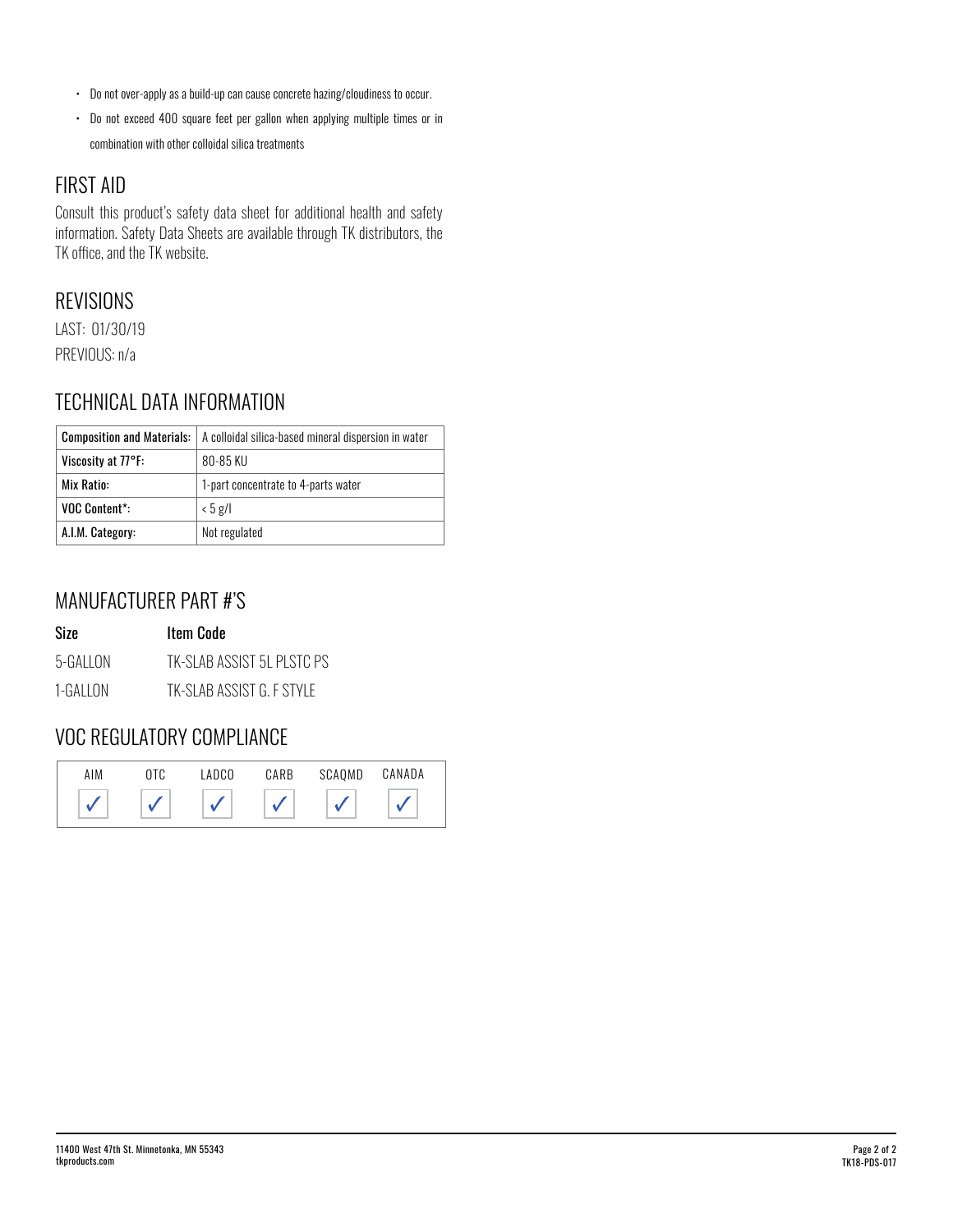- Do not over-apply as a build-up can cause concrete hazing/cloudiness to occur.
- Do not exceed 400 square feet per gallon when applying multiple times or in combination with other colloidal silica treatments

## FIRST AID

Consult this product's safety data sheet for additional health and safety information. Safety Data Sheets are available through TK distributors, the TK office, and the TK website.

## REVISIONS

LAST: 01/30/19

PREVIOUS: n/a

## TECHNICAL DATA INFORMATION

| | |
|---|---|
| **Composition and Materials:** | A colloidal silica-based mineral dispersion in water |
| **Viscosity at 77°F:** | 80-85 KU |
| **Mix Ratio:** | 1-part concentrate to 4-parts water |
| **VOC Content*:** | < 5 g/l |
| **A.I.M. Category:** | Not regulated |

## MANUFACTURER PART #'S

| **Size** | **Item Code** |
|---|---|
| 5-GALLON | TK-SLAB ASSIST 5L PLSTC PS |
| 1-GALLON | TK-SLAB ASSIST G. F STYLE |

## VOC REGULATORY COMPLIANCE

| AIM | OTC | LADCO | CARB | SCAQMD | CANADA |
|---|---|---|---|---|---|
| ✓ | ✓ | ✓ | ✓ | ✓ | ✓ |

11400 West 47th St. Minnetonka, MN 55343
tkproducts.com

TK18-PDS-017